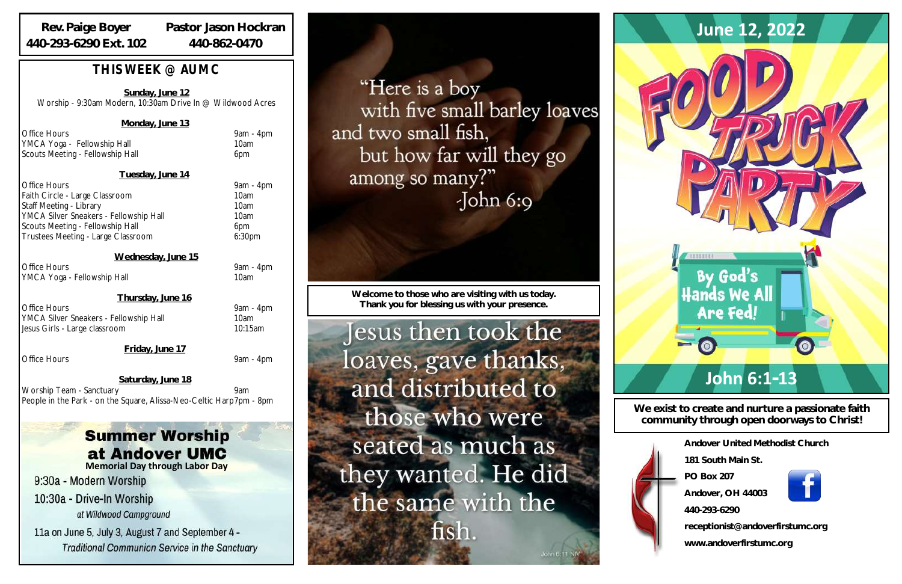**Rev. Paige Boyer**
440-293-6290 Ext. 102

**Pastor Jason Hockran**
440-862-0470

## THIS WEEK @ AUMC

**Sunday, June 12**

Worship - 9:30am Modern, 10:30am Drive In @ Wildwood Acres

**Monday, June 13**

| Event | Time |
|---|---|
| Office Hours | 9am - 4pm |
| YMCA Yoga - Fellowship Hall | 10am |
| Scouts Meeting - Fellowship Hall | 6pm |

**Tuesday, June 14**

| Event | Time |
|---|---|
| Office Hours | 9am - 4pm |
| Faith Circle - Large Classroom | 10am |
| Staff Meeting - Library | 10am |
| YMCA Silver Sneakers - Fellowship Hall | 10am |
| Scouts Meeting - Fellowship Hall | 6pm |
| Trustees Meeting - Large Classroom | 6:30pm |

**Wednesday, June 15**

| Event | Time |
|---|---|
| Office Hours | 9am - 4pm |
| YMCA Yoga - Fellowship Hall | 10am |

**Thursday, June 16**

| Event | Time |
|---|---|
| Office Hours | 9am - 4pm |
| YMCA Silver Sneakers - Fellowship Hall | 10am |
| Jesus Girls - Large classroom | 10:15am |

**Friday, June 17**

| Event | Time |
|---|---|
| Office Hours | 9am - 4pm |

**Saturday, June 18**

| Event | Time |
|---|---|
| Worship Team - Sanctuary | 9am |
| People in the Park - on the Square, Alissa-Neo-Celtic Harp | 7pm - 8pm |

## Summer Worship at Andover UMC

**Memorial Day through Labor Day**

9:30a - Modern Worship

10:30a - Drive-In Worship
*at Wildwood Campground*

11a on June 5, July 3, August 7 and September 4 -
*Traditional Communion Service in the Sanctuary*

"Here is a boy with five small barley loaves and two small fish, but how far will they go among so many?"
-John 6:9

**Welcome to those who are visiting with us today. Thank you for blessing us with your presence.**

Jesus then took the loaves, gave thanks, and distributed to those who were seated as much as they wanted. He did the same with the fish.

John 6:11 NIV

## June 12, 2022

# FOOD TRUCK PARTY

By God's Hands We All Are Fed!

## John 6:1-13

**We exist to create and nurture a passionate faith community through open doorways to Christ!**

**Andover United Methodist Church**
**181 South Main St.**
**PO Box 207**
**Andover, OH 44003**
**440-293-6290**
**receptionist@andoverfirstumc.org**
**www.andoverfirstumc.org**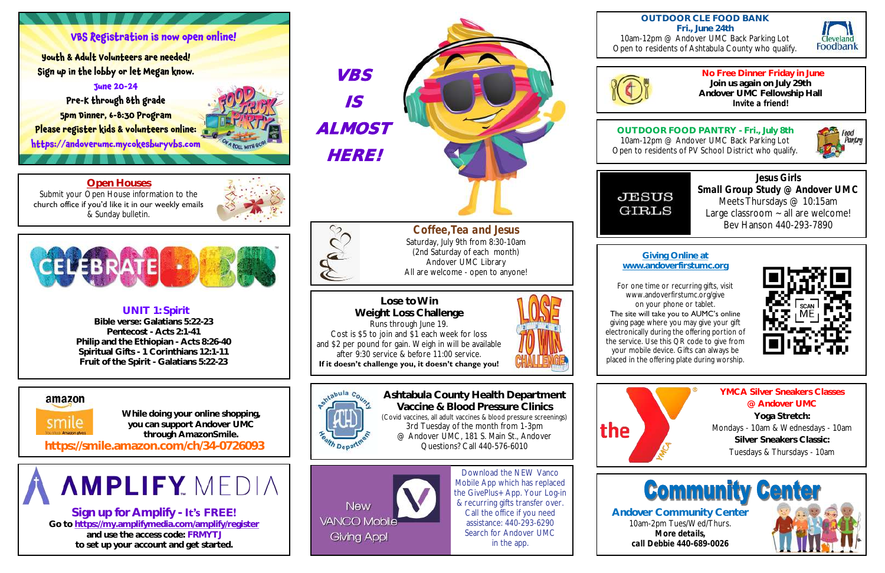## VBS Registration is now open online!

Youth & Adult Volunteers are needed!
Sign up in the lobby or let Megan know.

**June 20-24**

Pre-K through 8th grade
5pm Dinner, 6-8:30 Program
Please register kids & volunteers online:
https://andoverumc.mycokesburyvbs.com

### Open Houses

Submit your Open House information to the church office if you'd like it in our weekly emails & Sunday bulletin.

## CELEBRATE WONDER

**UNIT 1: Spirit**

**Bible verse: Galatians 5:22-23**
**Pentecost - Acts 2:1-41**
**Philip and the Ethiopian - Acts 8:26-40**
**Spiritual Gifts - 1 Corinthians 12:1-11**
**Fruit of the Spirit - Galatians 5:22-23**

amazon smile

**While doing your online shopping, you can support Andover UMC through AmazonSmile.**
**https://smile.amazon.com/ch/34-0726093**

## AMPLIFY MEDIA

**Sign up for Amplify - It's FREE!**
**Go to https://my.amplifymedia.com/amplify/register and use the access code: FRMYTJ to set up your account and get started.**

## *VBS IS ALMOST HERE!*

### Coffee,Tea and Jesus

Saturday, July 9th from 8:30-10am
(2nd Saturday of each month)
Andover UMC Library
All are welcome - open to anyone!

### Lose to Win Weight Loss Challenge

Runs through June 19.
Cost is $5 to join and $1 each week for loss and $2 per pound for gain. Weigh in will be available after 9:30 service & before 11:00 service.
**If it doesn't challenge you, it doesn't change you!**

### Ashtabula County Health Department Vaccine & Blood Pressure Clinics

(Covid vaccines, all adult vaccines & blood pressure screenings)
3rd Tuesday of the month from 1-3pm
@ Andover UMC, 181 S. Main St., Andover
Questions? Call 440-576-6010

New VANCO Mobile Giving App!

Download the NEW Vanco Mobile App which has replaced the GivePlus+ App. Your Log-in & recurring gifts transfer over. Call the office if you need assistance: 440-293-6290
Search for Andover UMC in the app.

### OUTDOOR CLE FOOD BANK

**Fri., June 24th**
10am-12pm @ Andover UMC Back Parking Lot
Open to residents of Ashtabula County who qualify.

**No Free Dinner Friday in June**
**Join us again on July 29th**
**Andover UMC Fellowship Hall**
**Invite a friend!**

### OUTDOOR FOOD PANTRY - Fri., July 8th

10am-12pm @ Andover UMC Back Parking Lot
Open to residents of PV School District who qualify.

### Jesus Girls

**Small Group Study @ Andover UMC**
Meets Thursdays @ 10:15am
Large classroom ~ all are welcome!
Bev Hanson 440-293-7890

### Giving Online at www.andoverfirstumc.org

For one time or recurring gifts, visit www.andoverfirstumc.org/give on your phone or tablet.
The site will take you to AUMC's online giving page where you may give your gift electronically during the offering portion of the service. Use this QR code to give from your mobile device. Gifts can always be placed in the offering plate during worship.

### YMCA Silver Sneakers Classes @ Andover UMC

**Yoga Stretch:**
Mondays - 10am & Wednesdays - 10am
**Silver Sneakers Classic:**
Tuesdays & Thursdays - 10am

## Community Center

**Andover Community Center**
10am-2pm Tues/Wed/Thurs.
**More details,**
**call Debbie 440-689-0026**